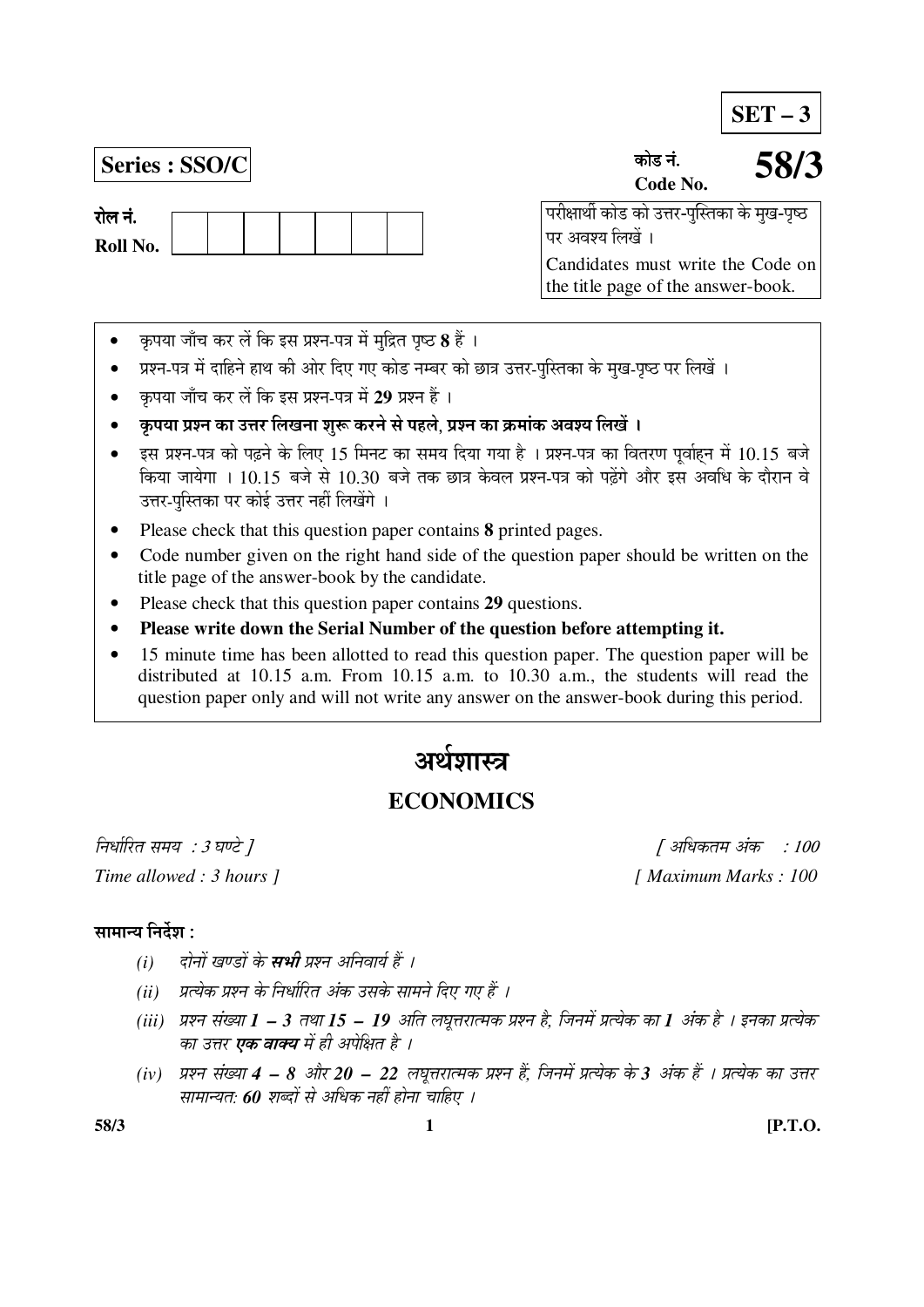**SET – 3**

**Series : SSO/C**

कोड नं.
Code No. **58/3**

रोल नं.
Roll No. | | | | | | | |

परीक्षार्थी कोड को उत्तर-पुस्तिका के मुख-पृष्ठ पर अवश्य लिखें ।
Candidates must write the Code on the title page of the answer-book.

- कृपया जाँच कर लें कि इस प्रश्न-पत्र में मुद्रित पृष्ठ **8** हैं ।
- प्रश्न-पत्र में दाहिने हाथ की ओर दिए गए कोड नम्बर को छात्र उत्तर-पुस्तिका के मुख-पृष्ठ पर लिखें ।
- कृपया जाँच कर लें कि इस प्रश्न-पत्र में **29** प्रश्न हैं ।
- **कृपया प्रश्न का उत्तर लिखना शुरू करने से पहले, प्रश्न का क्रमांक अवश्य लिखें ।**
- इस प्रश्न-पत्र को पढ़ने के लिए 15 मिनट का समय दिया गया है । प्रश्न-पत्र का वितरण पूर्वाह्न में 10.15 बजे किया जायेगा । 10.15 बजे से 10.30 बजे तक छात्र केवल प्रश्न-पत्र को पढ़ेंगे और इस अवधि के दौरान वे उत्तर-पुस्तिका पर कोई उत्तर नहीं लिखेंगे ।
- Please check that this question paper contains **8** printed pages.
- Code number given on the right hand side of the question paper should be written on the title page of the answer-book by the candidate.
- Please check that this question paper contains **29** questions.
- **Please write down the Serial Number of the question before attempting it.**
- 15 minute time has been allotted to read this question paper. The question paper will be distributed at 10.15 a.m. From 10.15 a.m. to 10.30 a.m., the students will read the question paper only and will not write any answer on the answer-book during this period.

# अर्थशास्त्र

# ECONOMICS

*निर्धारित समय : 3 घण्टे ]* *[ अधिकतम अंक : 100*

*Time allowed : 3 hours ]* *[ Maximum Marks : 100*

**सामान्य निर्देश :**

(i) *दोनों खण्डों के **सभी** प्रश्न अनिवार्य हैं ।*

(ii) *प्रत्येक प्रश्न के निर्धारित अंक उसके सामने दिए गए हैं ।*

(iii) *प्रश्न संख्या **1 – 3** तथा **15 – 19** अति लघूत्तरात्मक प्रश्न है, जिनमें प्रत्येक का **1** अंक है । इनका प्रत्येक का उत्तर **एक वाक्य** में ही अपेक्षित है ।*

(iv) *प्रश्न संख्या **4 – 8** और **20 – 22** लघूत्तरात्मक प्रश्न हैं, जिनमें प्रत्येक के **3** अंक हैं । प्रत्येक का उत्तर सामान्यत: **60** शब्दों से अधिक नहीं होना चाहिए ।*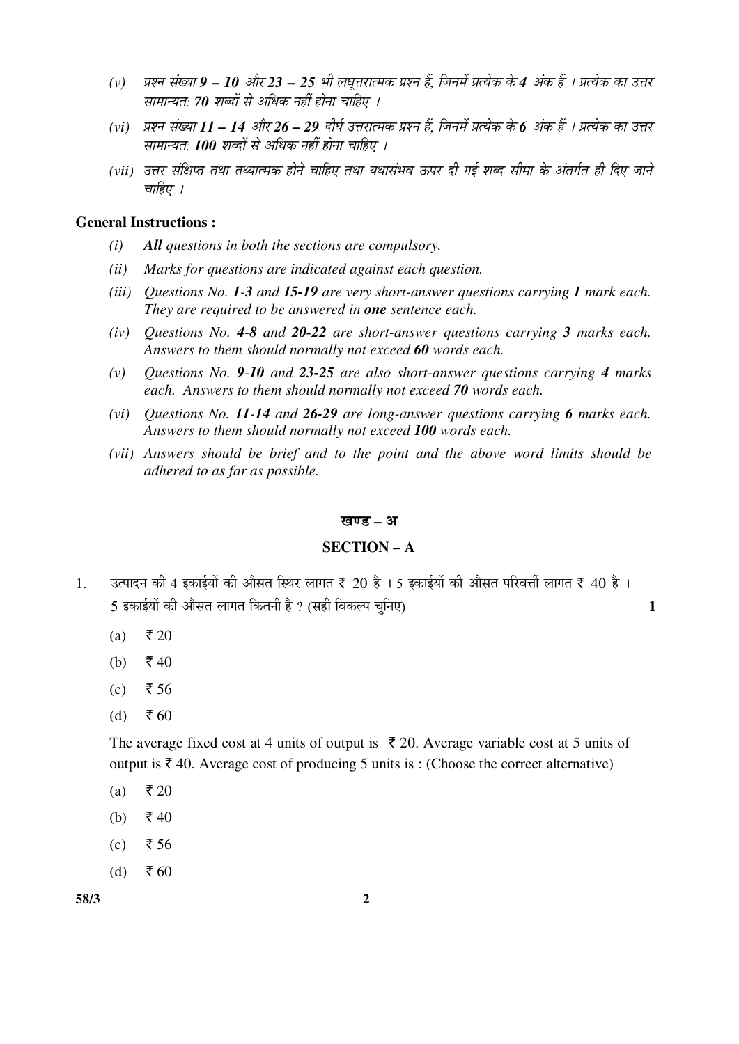(v) प्रश्न संख्या **9 – 10** और **23 – 25** भी लघूत्तरात्मक प्रश्न हैं, जिनमें प्रत्येक के **4** अंक हैं । प्रत्येक का उत्तर सामान्यत: **70** शब्दों से अधिक नहीं होना चाहिए ।

(vi) प्रश्न संख्या **11 – 14** और **26 – 29** दीर्घ उत्तरात्मक प्रश्न हैं, जिनमें प्रत्येक के **6** अंक हैं । प्रत्येक का उत्तर सामान्यत: **100** शब्दों से अधिक नहीं होना चाहिए ।

(vii) उत्तर संक्षिप्त तथा तथ्यात्मक होने चाहिए तथा यथासंभव ऊपर दी गई शब्द सीमा के अंतर्गत ही दिए जाने चाहिए ।

**General Instructions :**

*(i)* ***All*** *questions in both the sections are compulsory.*

*(ii)* *Marks for questions are indicated against each question.*

*(iii)* *Questions No.* ***1-3*** *and* ***15-19*** *are very short-answer questions carrying* ***1*** *mark each. They are required to be answered in* ***one*** *sentence each.*

*(iv)* *Questions No.* ***4-8*** *and* ***20-22*** *are short-answer questions carrying* ***3*** *marks each. Answers to them should normally not exceed* ***60*** *words each.*

*(v)* *Questions No.* ***9-10*** *and* ***23-25*** *are also short-answer questions carrying* ***4*** *marks each. Answers to them should normally not exceed* ***70*** *words each.*

*(vi)* *Questions No.* ***11-14*** *and* ***26-29*** *are long-answer questions carrying* ***6*** *marks each. Answers to them should normally not exceed* ***100*** *words each.*

*(vii)* *Answers should be brief and to the point and the above word limits should be adhered to as far as possible.*

## खण्ड – अ

## SECTION – A

1. उत्पादन की 4 इकाईयों की औसत स्थिर लागत ₹ 20 है । 5 इकाईयों की औसत परिवर्त्ती लागत ₹ 40 है । 5 इकाईयों की औसत लागत कितनी है ? (सही विकल्प चुनिए) **1**

   (a) ₹ 20

   (b) ₹ 40

   (c) ₹ 56

   (d) ₹ 60

   The average fixed cost at 4 units of output is ₹ 20. Average variable cost at 5 units of output is ₹ 40. Average cost of producing 5 units is : (Choose the correct alternative)

   (a) ₹ 20

   (b) ₹ 40

   (c) ₹ 56

   (d) ₹ 60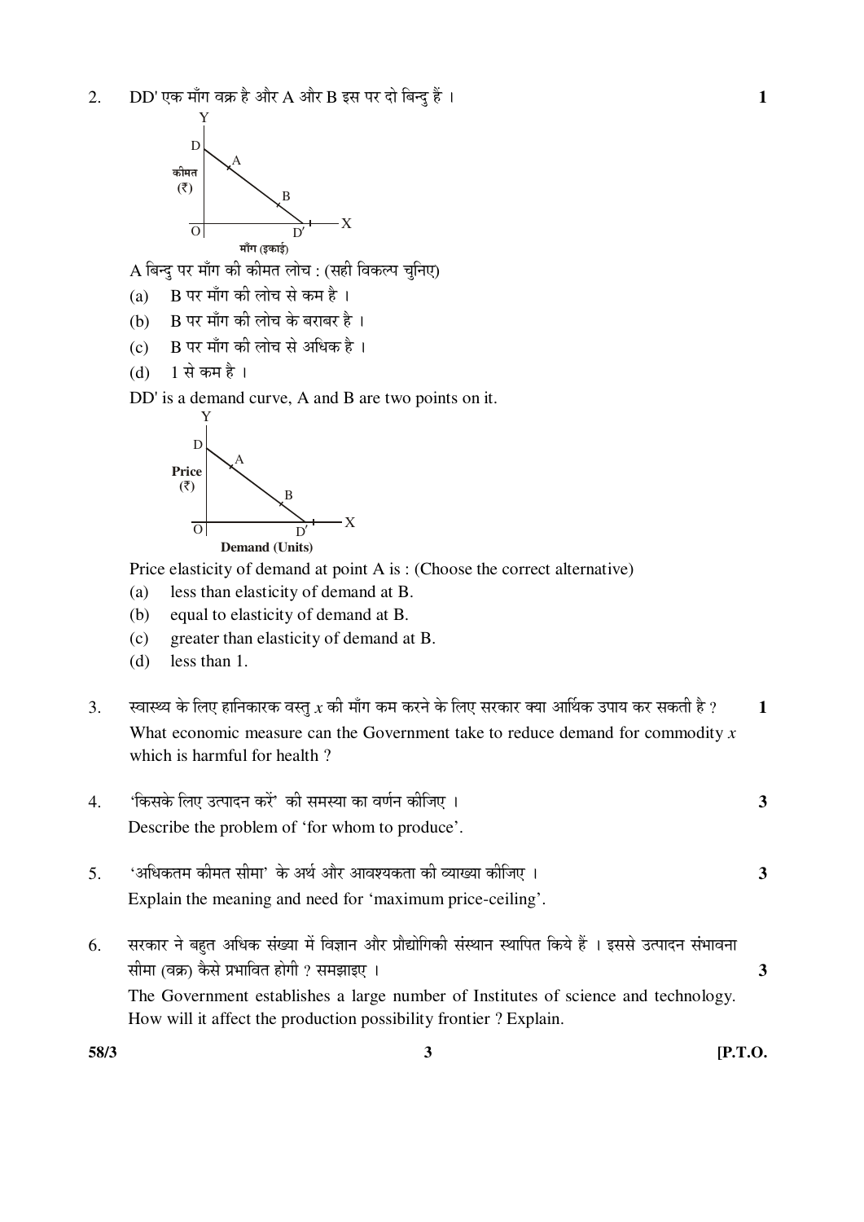2. DD' एक माँग वक्र है और A और B इस पर दो बिन्दु हैं । **1**

A बिन्दु पर माँग की कीमत लोच : (सही विकल्प चुनिए)

(a) B पर माँग की लोच से कम है ।

(b) B पर माँग की लोच के बराबर है ।

(c) B पर माँग की लोच से अधिक है ।

(d) 1 से कम है ।

DD' is a demand curve, A and B are two points on it.

Price elasticity of demand at point A is : (Choose the correct alternative)

(a) less than elasticity of demand at B.

(b) equal to elasticity of demand at B.

(c) greater than elasticity of demand at B.

(d) less than 1.

3. स्वास्थ्य के लिए हानिकारक वस्तु $x$ की माँग कम करने के लिए सरकार क्या आर्थिक उपाय कर सकती है ? **1**

What economic measure can the Government take to reduce demand for commodity $x$ which is harmful for health ?

4. 'किसके लिए उत्पादन करें' की समस्या का वर्णन कीजिए । **3**

Describe the problem of 'for whom to produce'.

5. 'अधिकतम कीमत सीमा' के अर्थ और आवश्यकता की व्याख्या कीजिए । **3**

Explain the meaning and need for 'maximum price-ceiling'.

6. सरकार ने बहुत अधिक संख्या में विज्ञान और प्रौद्योगिकी संस्थान स्थापित किये हैं । इससे उत्पादन संभावना सीमा (वक्र) कैसे प्रभावित होगी ? समझाइए । **3**

The Government establishes a large number of Institutes of science and technology. How will it affect the production possibility frontier ? Explain.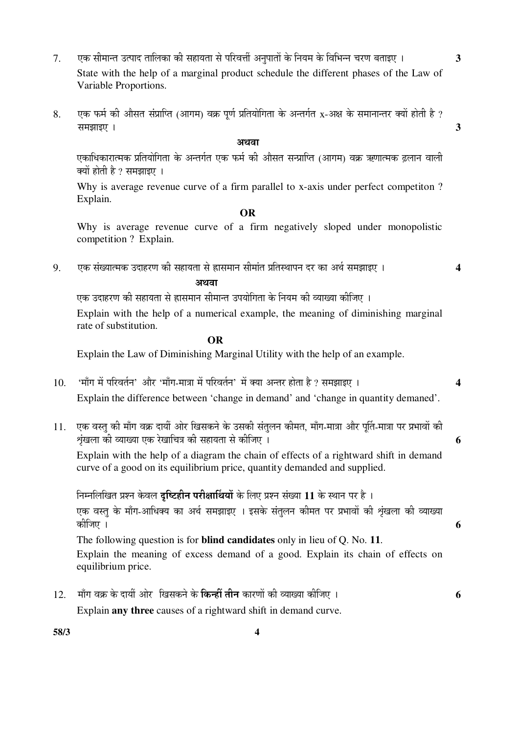7. एक सीमान्त उत्पाद तालिका की सहायता से परिवर्त्ती अनुपातों के नियम के विभिन्न चरण बताइए । **3**

   State with the help of a marginal product schedule the different phases of the Law of Variable Proportions.

8. एक फर्म की औसत संप्राप्ति (आगम) वक्र पूर्ण प्रतियोगिता के अन्तर्गत x-अक्ष के समानान्तर क्यों होती है ? समझाइए । **3**

   **अथवा**

   एकाधिकारात्मक प्रतियोगिता के अन्तर्गत एक फर्म की औसत सन्प्राप्ति (आगम) वक्र ऋणात्मक ढलान वाली क्यों होती है ? समझाइए ।

   Why is average revenue curve of a firm parallel to x-axis under perfect competiton ? Explain.

   **OR**

   Why is average revenue curve of a firm negatively sloped under monopolistic competition ? Explain.

9. एक संख्यात्मक उदाहरण की सहायता से ह्रासमान सीमांत प्रतिस्थापन दर का अर्थ समझाइए । **4**

   **अथवा**

   एक उदाहरण की सहायता से ह्रासमान सीमान्त उपयोगिता के नियम की व्याख्या कीजिए ।

   Explain with the help of a numerical example, the meaning of diminishing marginal rate of substitution.

   **OR**

   Explain the Law of Diminishing Marginal Utility with the help of an example.

10. 'माँग में परिवर्तन' और 'माँग-मात्रा में परिवर्तन' में क्या अन्तर होता है ? समझाइए । **4**

    Explain the difference between 'change in demand' and 'change in quantity demaned'.

11. एक वस्तु की माँग वक्र दायीं ओर खिसकने के उसकी संतुलन कीमत, माँग-मात्रा और पूर्ति-मात्रा पर प्रभावों की श्रृंखला की व्याख्या एक रेखाचित्र की सहायता से कीजिए । **6**

    Explain with the help of a diagram the chain of effects of a rightward shift in demand curve of a good on its equilibrium price, quantity demanded and supplied.

    निम्नलिखित प्रश्न केवल **दृष्टिहीन परीक्षार्थियों** के लिए प्रश्न संख्या **11** के स्थान पर है ।

    एक वस्तु के माँग-आधिक्य का अर्थ समझाइए । इसके संतुलन कीमत पर प्रभावों की श्रृंखला की व्याख्या कीजिए । **6**

    The following question is for **blind candidates** only in lieu of Q. No. **11**.

    Explain the meaning of excess demand of a good. Explain its chain of effects on equilibrium price.

12. माँग वक्र के दायीं ओर खिसकने के **किन्हीं तीन** कारणों की व्याख्या कीजिए । **6**

    Explain **any three** causes of a rightward shift in demand curve.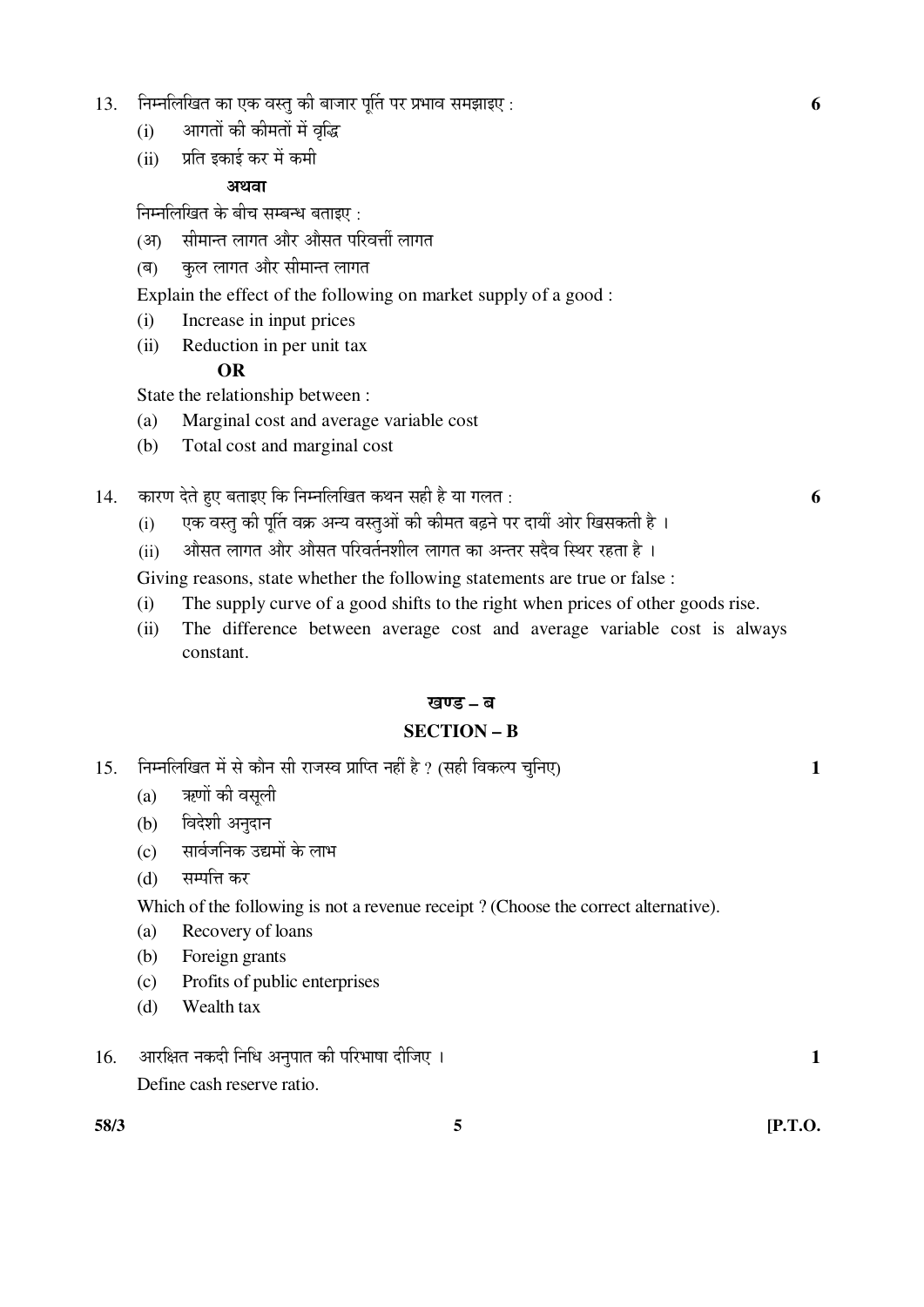13. निम्नलिखित का एक वस्तु की बाजार पूर्ति पर प्रभाव समझाइए : **6**

    (i) आगतों की कीमतों में वृद्धि

    (ii) प्रति इकाई कर में कमी

    **अथवा**

    निम्नलिखित के बीच सम्बन्ध बताइए :

    (अ) सीमान्त लागत और औसत परिवर्ती लागत

    (ब) कुल लागत और सीमान्त लागत

    Explain the effect of the following on market supply of a good :

    (i) Increase in input prices

    (ii) Reduction in per unit tax

    **OR**

    State the relationship between :

    (a) Marginal cost and average variable cost

    (b) Total cost and marginal cost

14. कारण देते हुए बताइए कि निम्नलिखित कथन सही है या गलत : **6**

    (i) एक वस्तु की पूर्ति वक्र अन्य वस्तुओं की कीमत बढ़ने पर दायीं ओर खिसकती है ।

    (ii) औसत लागत और औसत परिवर्तनशील लागत का अन्तर सदैव स्थिर रहता है ।

    Giving reasons, state whether the following statements are true or false :

    (i) The supply curve of a good shifts to the right when prices of other goods rise.

    (ii) The difference between average cost and average variable cost is always constant.

## खण्ड – ब

## SECTION – B

15. निम्नलिखित में से कौन सी राजस्व प्राप्ति नहीं है ? (सही विकल्प चुनिए) **1**

    (a) ऋणों की वसूली

    (b) विदेशी अनुदान

    (c) सार्वजनिक उद्यमों के लाभ

    (d) सम्पत्ति कर

    Which of the following is not a revenue receipt ? (Choose the correct alternative).

    (a) Recovery of loans

    (b) Foreign grants

    (c) Profits of public enterprises

    (d) Wealth tax

16. आरक्षित नकदी निधि अनुपात की परिभाषा दीजिए । **1**

    Define cash reserve ratio.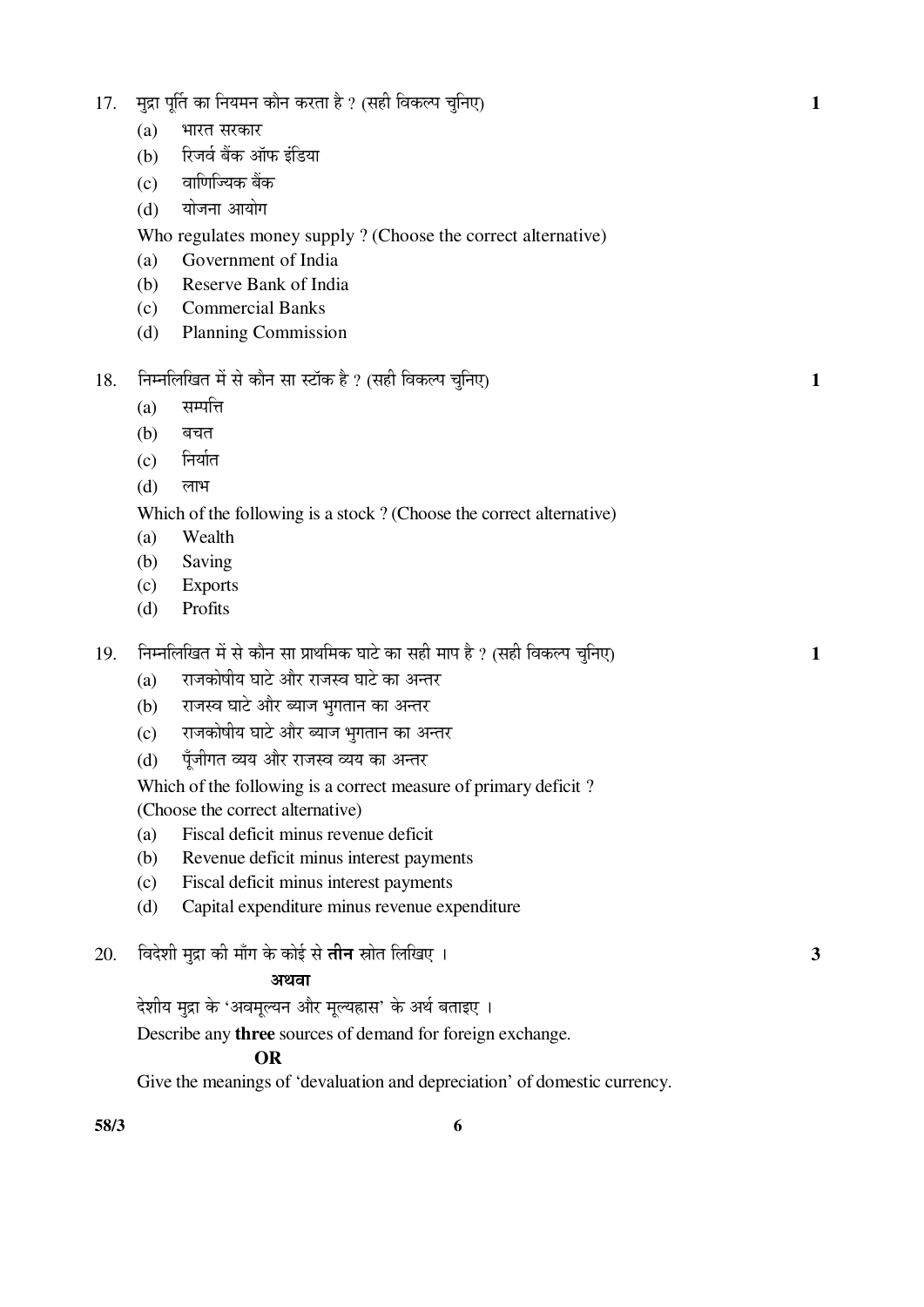17. मुद्रा पूर्ति का नियमन कौन करता है ? (सही विकल्प चुनिए) **1**

    (a) भारत सरकार
    (b) रिजर्व बैंक ऑफ इंडिया
    (c) वाणिज्यिक बैंक
    (d) योजना आयोग

    Who regulates money supply ? (Choose the correct alternative)

    (a) Government of India
    (b) Reserve Bank of India
    (c) Commercial Banks
    (d) Planning Commission

18. निम्नलिखित में से कौन सा स्टॉक है ? (सही विकल्प चुनिए) **1**

    (a) सम्पत्ति
    (b) बचत
    (c) निर्यात
    (d) लाभ

    Which of the following is a stock ? (Choose the correct alternative)

    (a) Wealth
    (b) Saving
    (c) Exports
    (d) Profits

19. निम्नलिखित में से कौन सा प्राथमिक घाटे का सही माप है ? (सही विकल्प चुनिए) **1**

    (a) राजकोषीय घाटे और राजस्व घाटे का अन्तर
    (b) राजस्व घाटे और ब्याज भुगतान का अन्तर
    (c) राजकोषीय घाटे और ब्याज भुगतान का अन्तर
    (d) पूँजीगत व्यय और राजस्व व्यय का अन्तर

    Which of the following is a correct measure of primary deficit ?
    (Choose the correct alternative)

    (a) Fiscal deficit minus revenue deficit
    (b) Revenue deficit minus interest payments
    (c) Fiscal deficit minus interest payments
    (d) Capital expenditure minus revenue expenditure

20. विदेशी मुद्रा की माँग के कोई से **तीन** स्रोत लिखिए । **3**

    **अथवा**

    देशीय मुद्रा के 'अवमूल्यन और मूल्यह्रास' के अर्थ बताइए ।

    Describe any **three** sources of demand for foreign exchange.

    **OR**

    Give the meanings of 'devaluation and depreciation' of domestic currency.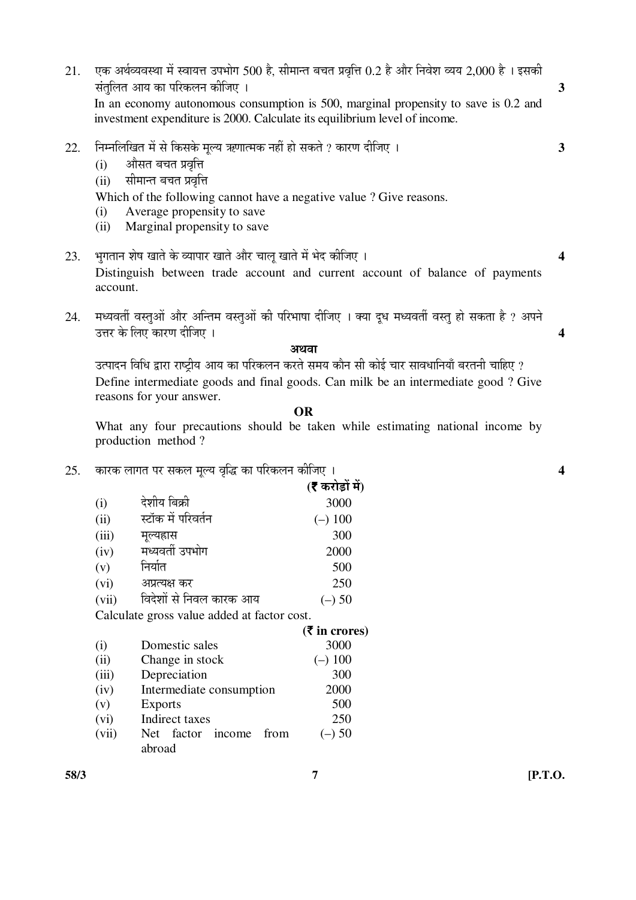21. एक अर्थव्यवस्था में स्वायत्त उपभोग 500 है, सीमान्त बचत प्रवृत्ति 0.2 है और निवेश व्यय 2,000 है । इसकी संतुलित आय का परिकलन कीजिए । **3**

In an economy autonomous consumption is 500, marginal propensity to save is 0.2 and investment expenditure is 2000. Calculate its equilibrium level of income.

22. निम्नलिखित में से किसके मूल्य ऋणात्मक नहीं हो सकते ? कारण दीजिए । **3**
    (i) औसत बचत प्रवृत्ति
    (ii) सीमान्त बचत प्रवृत्ति

Which of the following cannot have a negative value ? Give reasons.
(i) Average propensity to save
(ii) Marginal propensity to save

23. भुगतान शेष खाते के व्यापार खाते और चालू खाते में भेद कीजिए । **4**

Distinguish between trade account and current account of balance of payments account.

24. मध्यवर्ती वस्तुओं और अन्तिम वस्तुओं की परिभाषा दीजिए । क्या दूध मध्यवर्ती वस्तु हो सकता है ? अपने उत्तर के लिए कारण दीजिए । **4**

**अथवा**

उत्पादन विधि द्वारा राष्ट्रीय आय का परिकलन करते समय कौन सी कोई चार सावधानियाँ बरतनी चाहिए ?

Define intermediate goods and final goods. Can milk be an intermediate good ? Give reasons for your answer.

**OR**

What any four precautions should be taken while estimating national income by production method ?

25. कारक लागत पर सकल मूल्य वृद्धि का परिकलन कीजिए । **4**

| | | **(₹ करोड़ों में)** |
|---|---|---|
| (i) | देशीय बिक्री | 3000 |
| (ii) | स्टॉक में परिवर्तन | (–) 100 |
| (iii) | मूल्यह्रास | 300 |
| (iv) | मध्यवर्ती उपभोग | 2000 |
| (v) | निर्यात | 500 |
| (vi) | अप्रत्यक्ष कर | 250 |
| (vii) | विदेशों से निवल कारक आय | (–) 50 |

Calculate gross value added at factor cost.

| | | **(₹ in crores)** |
|---|---|---|
| (i) | Domestic sales | 3000 |
| (ii) | Change in stock | (–) 100 |
| (iii) | Depreciation | 300 |
| (iv) | Intermediate consumption | 2000 |
| (v) | Exports | 500 |
| (vi) | Indirect taxes | 250 |
| (vii) | Net factor income from abroad | (–) 50 |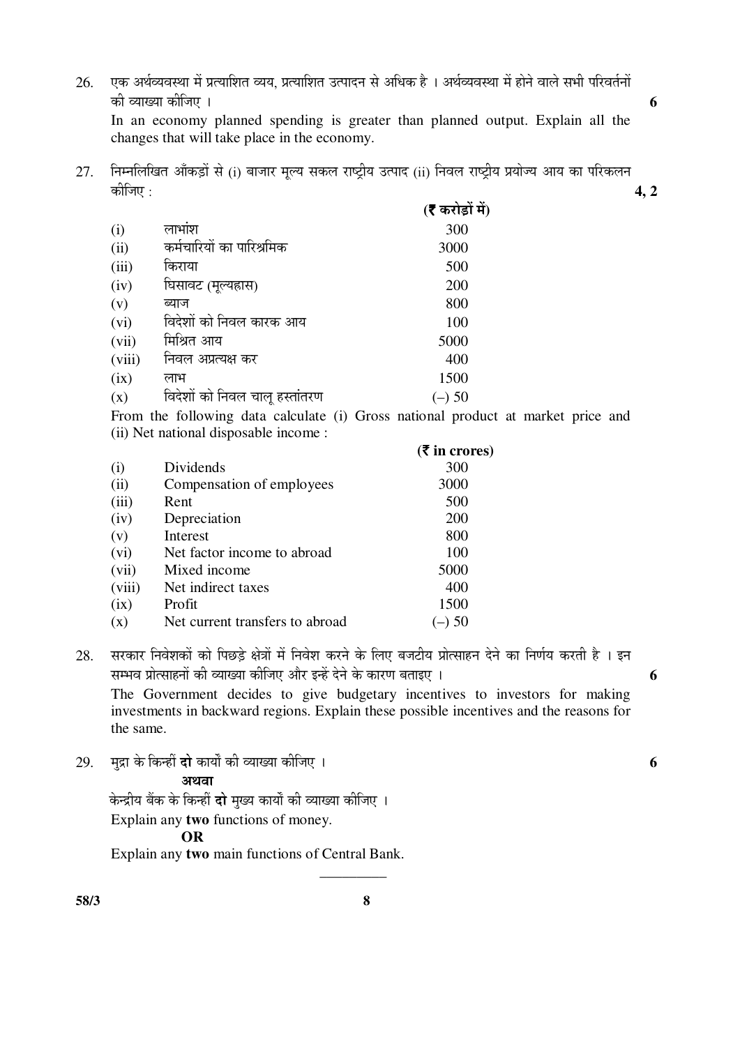26. एक अर्थव्यवस्था में प्रत्याशित व्यय, प्रत्याशित उत्पादन से अधिक है । अर्थव्यवस्था में होने वाले सभी परिवर्तनों की व्याख्या कीजिए । **6**

In an economy planned spending is greater than planned output. Explain all the changes that will take place in the economy.

27. निम्नलिखित आँकड़ों से (i) बाजार मूल्य सकल राष्ट्रीय उत्पाद (ii) निवल राष्ट्रीय प्रयोज्य आय का परिकलन कीजिए : **4, 2**

| | | **(₹ करोड़ों में)** |
|---|---|---|
| (i) | लाभांश | 300 |
| (ii) | कर्मचारियों का पारिश्रमिक | 3000 |
| (iii) | किराया | 500 |
| (iv) | घिसावट (मूल्यह्रास) | 200 |
| (v) | ब्याज | 800 |
| (vi) | विदेशों को निवल कारक आय | 100 |
| (vii) | मिश्रित आय | 5000 |
| (viii) | निवल अप्रत्यक्ष कर | 400 |
| (ix) | लाभ | 1500 |
| (x) | विदेशों को निवल चालू हस्तांतरण | (–) 50 |

From the following data calculate (i) Gross national product at market price and (ii) Net national disposable income :

| | | **(₹ in crores)** |
|---|---|---|
| (i) | Dividends | 300 |
| (ii) | Compensation of employees | 3000 |
| (iii) | Rent | 500 |
| (iv) | Depreciation | 200 |
| (v) | Interest | 800 |
| (vi) | Net factor income to abroad | 100 |
| (vii) | Mixed income | 5000 |
| (viii) | Net indirect taxes | 400 |
| (ix) | Profit | 1500 |
| (x) | Net current transfers to abroad | (–) 50 |

28. सरकार निवेशकों को पिछड़े क्षेत्रों में निवेश करने के लिए बजटीय प्रोत्साहन देने का निर्णय करती है । इन सम्भव प्रोत्साहनों की व्याख्या कीजिए और इन्हें देने के कारण बताइए । **6**

The Government decides to give budgetary incentives to investors for making investments in backward regions. Explain these possible incentives and the reasons for the same.

29. मुद्रा के किन्हीं **दो** कार्यों की व्याख्या कीजिए । **6**

**अथवा**

केन्द्रीय बैंक के किन्हीं **दो** मुख्य कार्यों की व्याख्या कीजिए ।

Explain any **two** functions of money.

**OR**

Explain any **two** main functions of Central Bank.